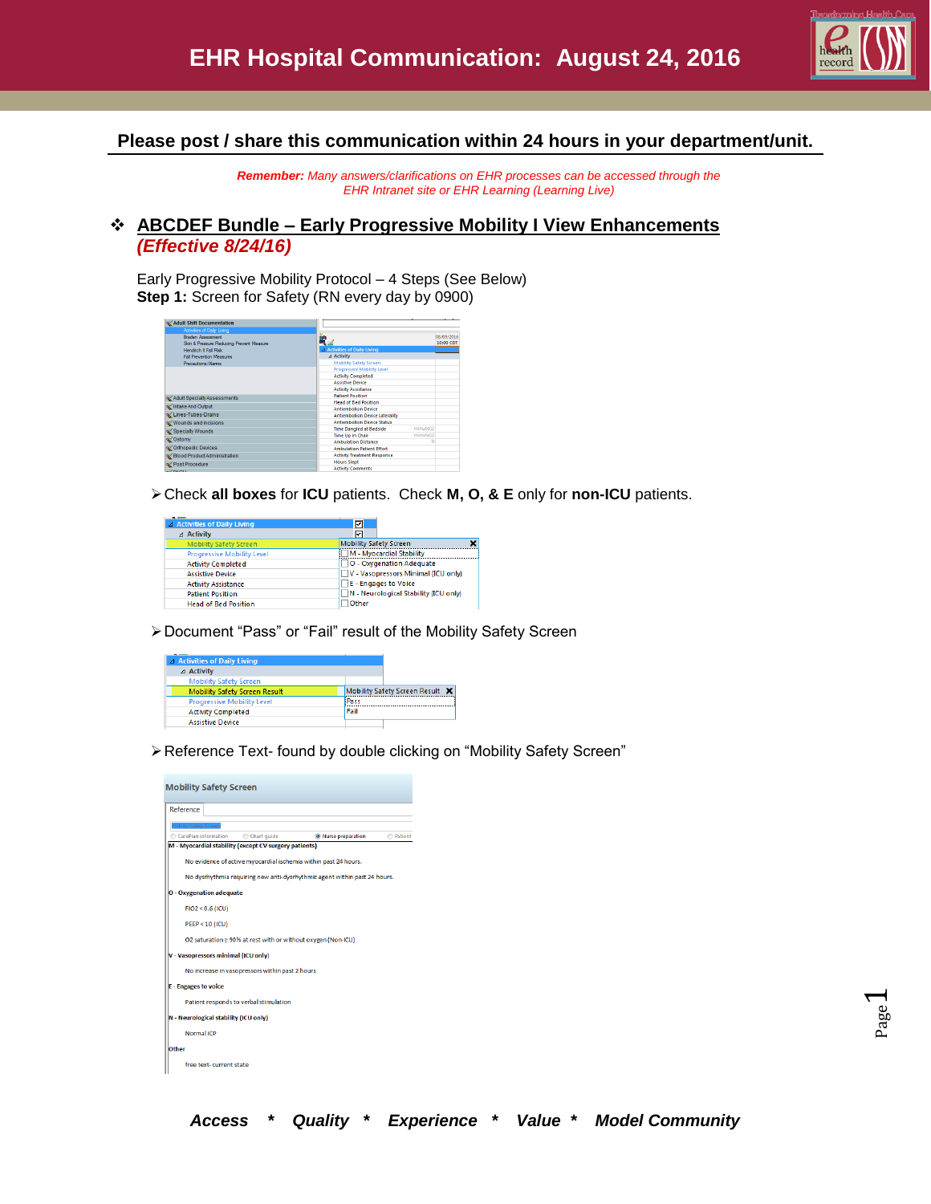# EHR Hospital Communication: August 24, 2016

**Please post / share this communication within 24 hours in your department/unit.**

***Remember:*** *Many answers/clarifications on EHR processes can be accessed through the EHR Intranet site or EHR Learning (Learning Live)*

## ❖ ABCDEF Bundle – Early Progressive Mobility I View Enhancements *(Effective 8/24/16)*

Early Progressive Mobility Protocol – 4 Steps (See Below)
**Step 1:** Screen for Safety (RN every day by 0900)

- Check **all boxes** for **ICU** patients. Check **M, O, & E** only for **non-ICU** patients.

- Document "Pass" or "Fail" result of the Mobility Safety Screen

- Reference Text- found by double clicking on "Mobility Safety Screen"

*Access * Quality * Experience * Value * Model Community*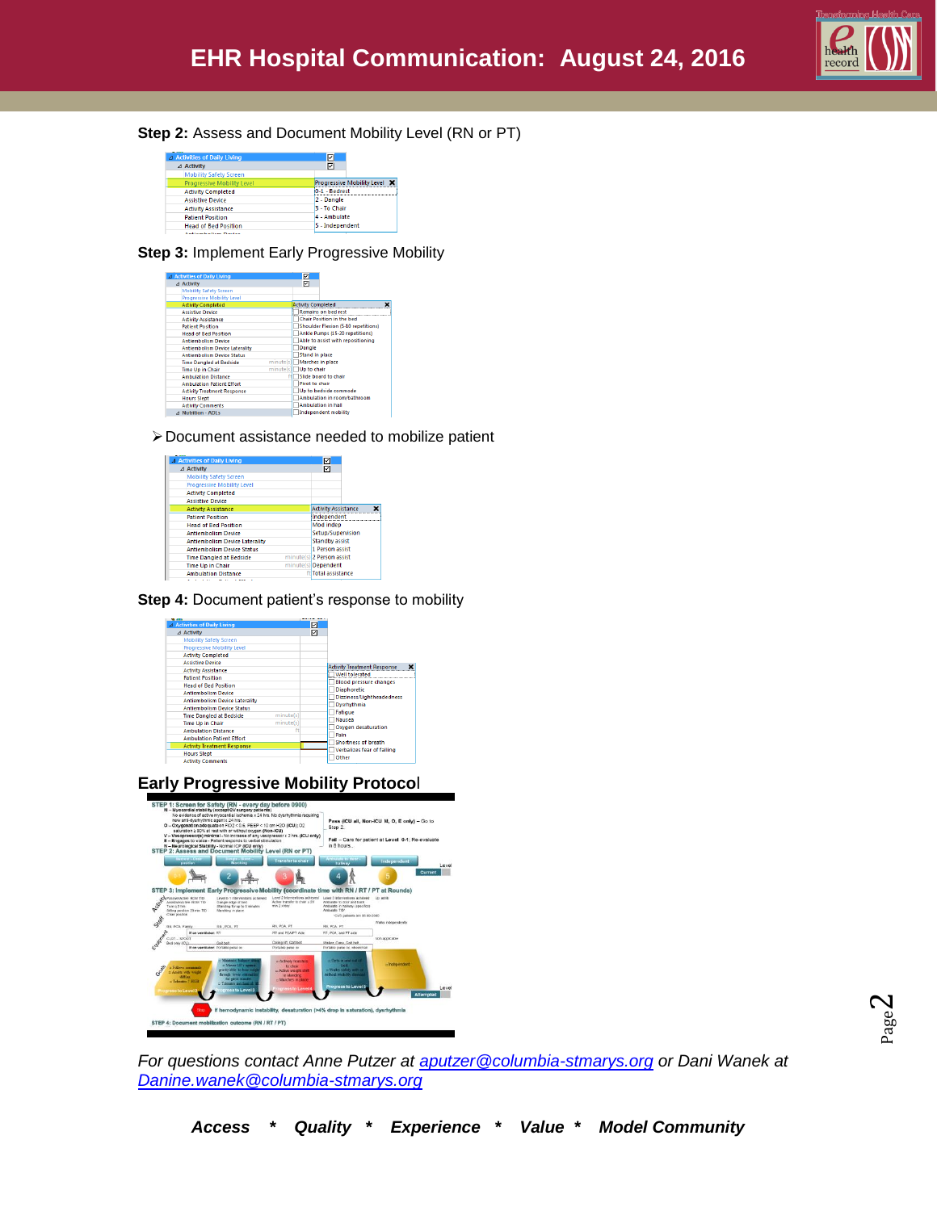# EHR Hospital Communication: August 24, 2016

**Step 2:** Assess and Document Mobility Level (RN or PT)

| Activities of Daily Living | |
|---|---|
| Activity | |
| Mobility Safety Screen | |
| Progressive Mobility Level | Progressive Mobility Level |
| Activity Completed | 0-1 - Bedrest |
| Assistive Device | 2 - Dangle |
| Activity Assistance | 3 - To Chair |
| Patient Position | 4 - Ambulate |
| Head of Bed Position | 5 - Independent |

**Step 3:** Implement Early Progressive Mobility

| Activities of Daily Living | |
|---|---|
| Activity | |
| Mobility Safety Screen | |
| Progressive Mobility Level | |
| Activity Completed | Activity Completed |
| Assistive Device | Remains on bed rest |
| Activity Assistance | Chair Position in the bed |
| Patient Position | Shoulder Flexion (5-10 repetitions) |
| Head of Bed Position | Ankle Pumps (15-20 repetitions) |
| Antiembolism Device | Able to assist with repositioning |
| Antiembolism Device Laterality | Dangle |
| Antiembolism Device Status | Stand in place |
| Time Dangled at Bedside (minute(s)) | Marches in place |
| Time Up in Chair (minute(s)) | Up to chair |
| Ambulation Distance | Slide board to chair |
| Ambulation Patient Effort | Pivot to chair |
| Activity Treatment Response | Up to bedside commode |
| Hours Slept | Ambulation in room/bathroom |
| Activity Comments | Ambulation in hall |
| Nutrition - ADLs | Independent mobility |

- Document assistance needed to mobilize patient

| Activities of Daily Living | |
|---|---|
| Activity | |
| Mobility Safety Screen | |
| Progressive Mobility Level | |
| Activity Completed | |
| Assistive Device | |
| Activity Assistance | Activity Assistance |
| Patient Position | Independent |
| Head of Bed Position | Mod indep |
| Antiembolism Device | Setup/Supervision |
| Antiembolism Device Laterality | Standby assist |
| Antiembolism Device Status | 1 Person assist |
| Time Dangled at Bedside (minute(s)) | 2 Person assist |
| Time Up in Chair (minute(s)) | Dependent |
| Ambulation Distance (ft) | Total assistance |

**Step 4:** Document patient's response to mobility

| Activities of Daily Living | |
|---|---|
| Activity | |
| Mobility Safety Screen | |
| Progressive Mobility Level | |
| Activity Completed | |
| Assistive Device | |
| Activity Assistance | Activity Treatment Response |
| Patient Position | Well tolerated |
| Head of Bed Position | Blood pressure changes |
| Antiembolism Device | Diaphoretic |
| Antiembolism Device Laterality | Dizziness/lightheadedness |
| Antiembolism Device Status | Dysrhythmia |
| Time Dangled at Bedside (minute(s)) | Fatigue |
| Time Up in Chair (minute(s)) | Nausea |
| Ambulation Distance (ft) | Oxygen desaturation |
| Ambulation Patient Effort | Pain |
| Activity Treatment Response | Shortness of breath |
| Hours Slept | Verbalizes fear of falling |
| Activity Comments | Other |

## Early Progressive Mobility Protocol

**STEP 1: Screen for Safety (RN - every day before 0900)**

N – Myocardial stability (except CV surgery patients): No evidence of active myocardial ischemia x 24 hrs. No dysrhythmia requiring new anti-dysrhythmic agent x 24 hrs.
O – Oxygenation adequate on FiO2 < 0.6, PEEP < 10 cm H2O (ICU); O2 saturation ≥ 90% at rest with or without oxygen (Non-ICU)
V – Vasopressor(s) minimal – No increase of any vasopressor x 2 hrs. (ICU only)
E – Engages to voice – Patient responds to verbal stimulation
N – Neurological Stability – Normal ICP (ICU only)

Pass (ICU all, Non-ICU M, O, E only) – Go to Step 2.
Fail – Care for patient at Level 0-1; Re-evaluate in 8 hours.

**STEP 2: Assess and Document Mobility Level (RN or PT)**

**STEP 3: Implement Early Progressive Mobility (coordinate time with RN / RT / PT at Rounds)**

If hemodynamic instability, desaturation (>4% drop in saturation), dysrhythmia

**STEP 4: Document mobilization outcome (RN / RT / PT)**

*For questions contact Anne Putzer at [aputzer@columbia-stmarys.org](mailto:aputzer@columbia-stmarys.org) or Dani Wanek at [Danine.wanek@columbia-stmarys.org](mailto:Danine.wanek@columbia-stmarys.org)*

***Access * Quality * Experience * Value * Model Community***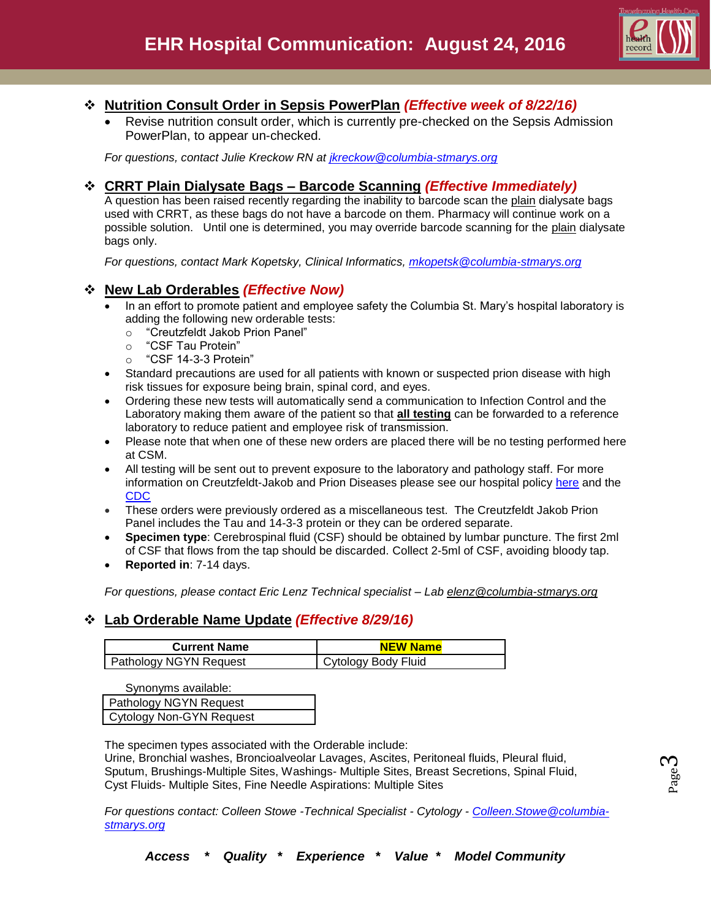# EHR Hospital Communication: August 24, 2016

## ❖ Nutrition Consult Order in Sepsis PowerPlan *(Effective week of 8/22/16)*

- Revise nutrition consult order, which is currently pre-checked on the Sepsis Admission PowerPlan, to appear un-checked.

*For questions, contact Julie Kreckow RN at jkreckow@columbia-stmarys.org*

## ❖ CRRT Plain Dialysate Bags – Barcode Scanning *(Effective Immediately)*

A question has been raised recently regarding the inability to barcode scan the plain dialysate bags used with CRRT, as these bags do not have a barcode on them. Pharmacy will continue work on a possible solution. Until one is determined, you may override barcode scanning for the plain dialysate bags only.

*For questions, contact Mark Kopetsky, Clinical Informatics, mkopetsk@columbia-stmarys.org*

## ❖ New Lab Orderables *(Effective Now)*

- In an effort to promote patient and employee safety the Columbia St. Mary's hospital laboratory is adding the following new orderable tests:
  - "Creutzfeldt Jakob Prion Panel"
  - "CSF Tau Protein"
  - "CSF 14-3-3 Protein"
- Standard precautions are used for all patients with known or suspected prion disease with high risk tissues for exposure being brain, spinal cord, and eyes.
- Ordering these new tests will automatically send a communication to Infection Control and the Laboratory making them aware of the patient so that **all testing** can be forwarded to a reference laboratory to reduce patient and employee risk of transmission.
- Please note that when one of these new orders are placed there will be no testing performed here at CSM.
- All testing will be sent out to prevent exposure to the laboratory and pathology staff. For more information on Creutzfeldt-Jakob and Prion Diseases please see our hospital policy here and the CDC
- These orders were previously ordered as a miscellaneous test. The Creutzfeldt Jakob Prion Panel includes the Tau and 14-3-3 protein or they can be ordered separate.
- **Specimen type**: Cerebrospinal fluid (CSF) should be obtained by lumbar puncture. The first 2ml of CSF that flows from the tap should be discarded. Collect 2-5ml of CSF, avoiding bloody tap.
- **Reported in**: 7-14 days.

*For questions, please contact Eric Lenz Technical specialist – Lab elenz@columbia-stmarys.org*

## ❖ Lab Orderable Name Update *(Effective 8/29/16)*

| Current Name | NEW Name |
|---|---|
| Pathology NGYN Request | Cytology Body Fluid |

Synonyms available:

| |
|---|
| Pathology NGYN Request |
| Cytology Non-GYN Request |

The specimen types associated with the Orderable include:
Urine, Bronchial washes, Broncioalveolar Lavages, Ascites, Peritoneal fluids, Pleural fluid, Sputum, Brushings-Multiple Sites, Washings- Multiple Sites, Breast Secretions, Spinal Fluid, Cyst Fluids- Multiple Sites, Fine Needle Aspirations: Multiple Sites

*For questions contact: Colleen Stowe -Technical Specialist - Cytology - Colleen.Stowe@columbia-stmarys.org*

***Access * Quality * Experience * Value * Model Community***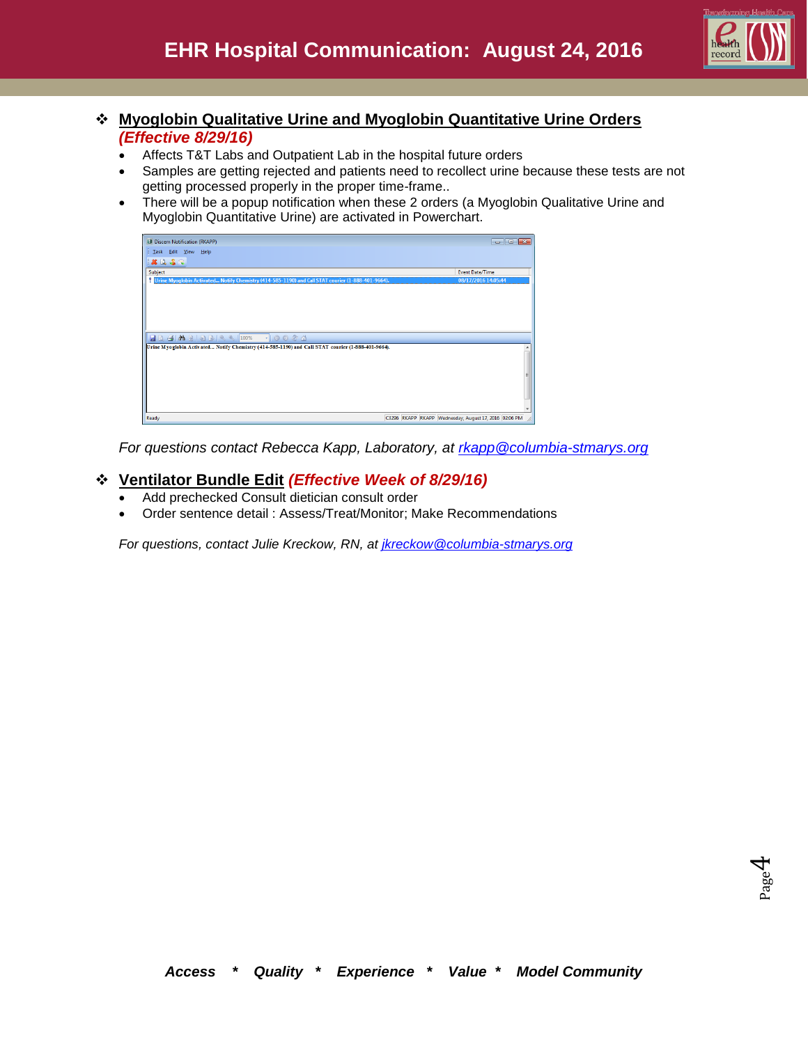# EHR Hospital Communication: August 24, 2016

## Myoglobin Qualitative Urine and Myoglobin Quantitative Urine Orders *(Effective 8/29/16)*

- Affects T&T Labs and Outpatient Lab in the hospital future orders
- Samples are getting rejected and patients need to recollect urine because these tests are not getting processed properly in the proper time-frame..
- There will be a popup notification when these 2 orders (a Myoglobin Qualitative Urine and Myoglobin Quantitative Urine) are activated in Powerchart.

Discern Notification (RKAPP)

Task Edit View Help

Subject | Event Date/Time

Urine Myoglobin Activated... Notify Chemistry (414-585-1190) and Call STAT courier (1-888-401-9664). 08/17/2016 14:05:44

Urine Myoglobin Activated... Notify Chemistry (414-585-1190) and Call STAT courier (1-888-401-9664).

Ready C3206 RKAPP RKAPP Wednesday, August 17, 2016 02:06 PM

*For questions contact Rebecca Kapp, Laboratory, at [rkapp@columbia-stmarys.org](mailto:rkapp@columbia-stmarys.org)*

## Ventilator Bundle Edit *(Effective Week of 8/29/16)*

- Add prechecked Consult dietician consult order
- Order sentence detail : Assess/Treat/Monitor; Make Recommendations

*For questions, contact Julie Kreckow, RN, at [jkreckow@columbia-stmarys.org](mailto:jkreckow@columbia-stmarys.org)*